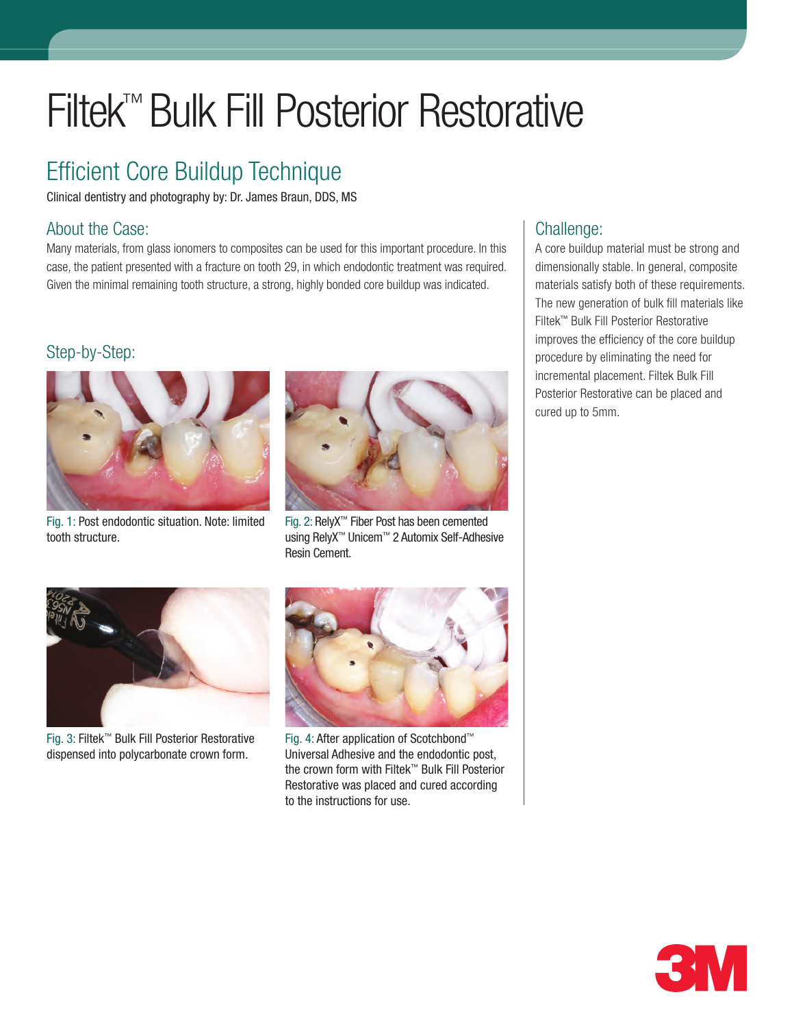# Filtek™ Bulk Fill Posterior Restorative

## Efficient Core Buildup Technique

Clinical dentistry and photography by: Dr. James Braun, DDS, MS

### About the Case:

Many materials, from glass ionomers to composites can be used for this important procedure. In this case, the patient presented with a fracture on tooth 29, in which endodontic treatment was required. Given the minimal remaining tooth structure, a strong, highly bonded core buildup was indicated.

### Challenge:

A core buildup material must be strong and dimensionally stable. In general, composite materials satisfy both of these requirements. The new generation of bulk fill materials like Filtek™ Bulk Fill Posterior Restorative improves the efficiency of the core buildup procedure by eliminating the need for incremental placement. Filtek Bulk Fill Posterior Restorative can be placed and cured up to 5mm.

### Step-by-Step:

Fig. 1: Post endodontic situation. Note: limited tooth structure.

Fig. 2: RelyX™ Fiber Post has been cemented using RelyX™ Unicem™ 2 Automix Self-Adhesive Resin Cement.

Fig. 3: Filtek™ Bulk Fill Posterior Restorative dispensed into polycarbonate crown form.

Fig. 4: After application of Scotchbond™ Universal Adhesive and the endodontic post, the crown form with Filtek™ Bulk Fill Posterior Restorative was placed and cured according to the instructions for use.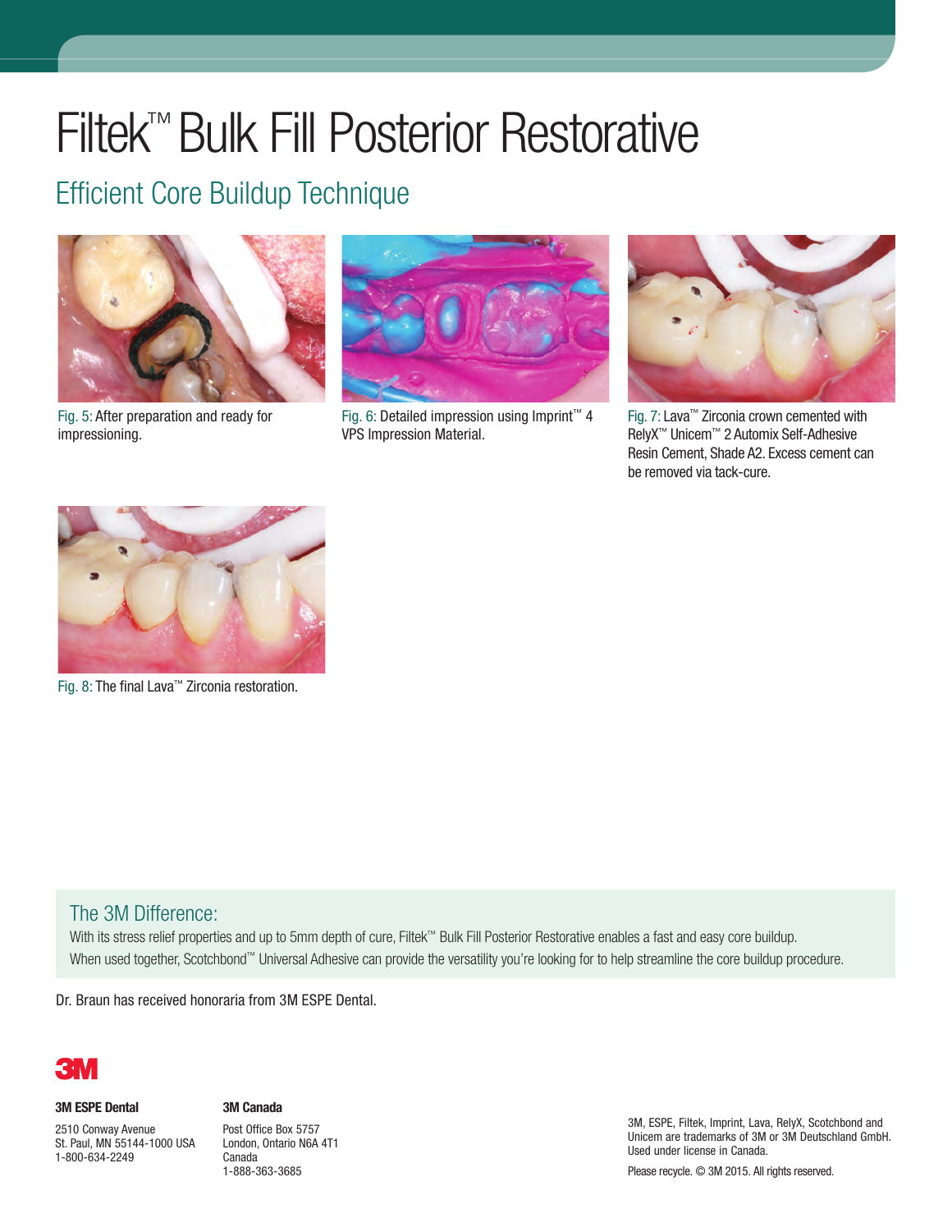# Filtek™ Bulk Fill Posterior Restorative

## Efficient Core Buildup Technique

Fig. 5: After preparation and ready for impressioning.

Fig. 6: Detailed impression using Imprint™ 4 VPS Impression Material.

Fig. 7: Lava™ Zirconia crown cemented with RelyX™ Unicem™ 2 Automix Self-Adhesive Resin Cement, Shade A2. Excess cement can be removed via tack-cure.

Fig. 8: The final Lava™ Zirconia restoration.

### The 3M Difference:

With its stress relief properties and up to 5mm depth of cure, Filtek™ Bulk Fill Posterior Restorative enables a fast and easy core buildup. When used together, Scotchbond™ Universal Adhesive can provide the versatility you're looking for to help streamline the core buildup procedure.

Dr. Braun has received honoraria from 3M ESPE Dental.

3M

**3M ESPE Dental**
2510 Conway Avenue
St. Paul, MN 55144-1000 USA
1-800-634-2249

**3M Canada**
Post Office Box 5757
London, Ontario N6A 4T1
Canada
1-888-363-3685

3M, ESPE, Filtek, Imprint, Lava, RelyX, Scotchbond and Unicem are trademarks of 3M or 3M Deutschland GmbH. Used under license in Canada.

Please recycle. © 3M 2015. All rights reserved.